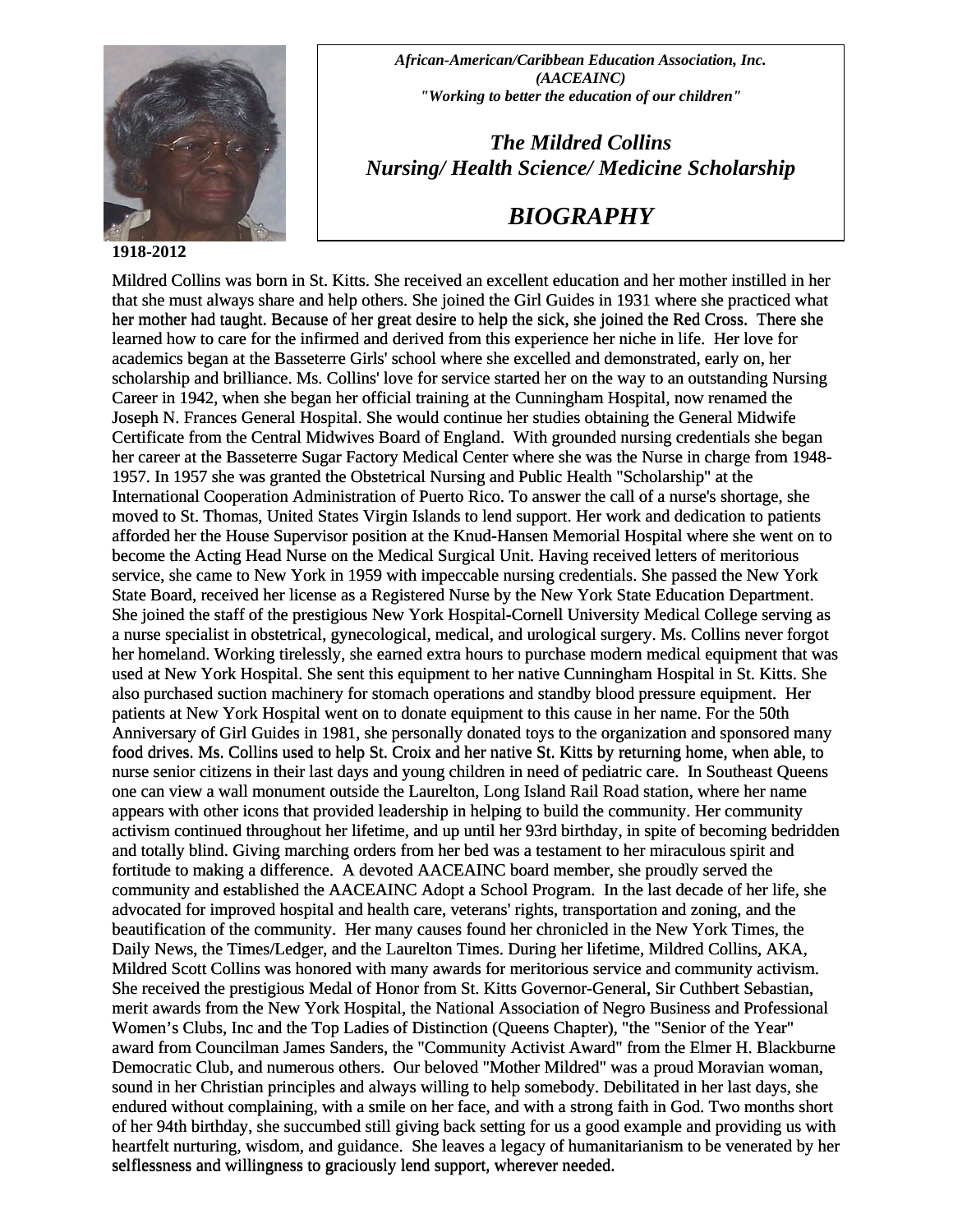*African-American/Caribbean Education Association, Inc.*
*(AACEAINC)*
*"Working to better the education of our children"*

# *The Mildred Collins Nursing/ Health Science/ Medicine Scholarship*

## *BIOGRAPHY*

**1918-2012**

Mildred Collins was born in St. Kitts. She received an excellent education and her mother instilled in her that she must always share and help others. She joined the Girl Guides in 1931 where she practiced what her mother had taught. Because of her great desire to help the sick, she joined the Red Cross. There she learned how to care for the infirmed and derived from this experience her niche in life. Her love for academics began at the Basseterre Girls' school where she excelled and demonstrated, early on, her scholarship and brilliance. Ms. Collins' love for service started her on the way to an outstanding Nursing Career in 1942, when she began her official training at the Cunningham Hospital, now renamed the Joseph N. Frances General Hospital. She would continue her studies obtaining the General Midwife Certificate from the Central Midwives Board of England. With grounded nursing credentials she began her career at the Basseterre Sugar Factory Medical Center where she was the Nurse in charge from 1948-1957. In 1957 she was granted the Obstetrical Nursing and Public Health "Scholarship" at the International Cooperation Administration of Puerto Rico. To answer the call of a nurse's shortage, she moved to St. Thomas, United States Virgin Islands to lend support. Her work and dedication to patients afforded her the House Supervisor position at the Knud-Hansen Memorial Hospital where she went on to become the Acting Head Nurse on the Medical Surgical Unit. Having received letters of meritorious service, she came to New York in 1959 with impeccable nursing credentials. She passed the New York State Board, received her license as a Registered Nurse by the New York State Education Department. She joined the staff of the prestigious New York Hospital-Cornell University Medical College serving as a nurse specialist in obstetrical, gynecological, medical, and urological surgery. Ms. Collins never forgot her homeland. Working tirelessly, she earned extra hours to purchase modern medical equipment that was used at New York Hospital. She sent this equipment to her native Cunningham Hospital in St. Kitts. She also purchased suction machinery for stomach operations and standby blood pressure equipment. Her patients at New York Hospital went on to donate equipment to this cause in her name. For the 50th Anniversary of Girl Guides in 1981, she personally donated toys to the organization and sponsored many food drives. Ms. Collins used to help St. Croix and her native St. Kitts by returning home, when able, to nurse senior citizens in their last days and young children in need of pediatric care. In Southeast Queens one can view a wall monument outside the Laurelton, Long Island Rail Road station, where her name appears with other icons that provided leadership in helping to build the community. Her community activism continued throughout her lifetime, and up until her 93rd birthday, in spite of becoming bedridden and totally blind. Giving marching orders from her bed was a testament to her miraculous spirit and fortitude to making a difference. A devoted AACEAINC board member, she proudly served the community and established the AACEAINC Adopt a School Program. In the last decade of her life, she advocated for improved hospital and health care, veterans' rights, transportation and zoning, and the beautification of the community. Her many causes found her chronicled in the New York Times, the Daily News, the Times/Ledger, and the Laurelton Times. During her lifetime, Mildred Collins, AKA, Mildred Scott Collins was honored with many awards for meritorious service and community activism. She received the prestigious Medal of Honor from St. Kitts Governor-General, Sir Cuthbert Sebastian, merit awards from the New York Hospital, the National Association of Negro Business and Professional Women's Clubs, Inc and the Top Ladies of Distinction (Queens Chapter), "the "Senior of the Year" award from Councilman James Sanders, the "Community Activist Award" from the Elmer H. Blackburne Democratic Club, and numerous others. Our beloved "Mother Mildred" was a proud Moravian woman, sound in her Christian principles and always willing to help somebody. Debilitated in her last days, she endured without complaining, with a smile on her face, and with a strong faith in God. Two months short of her 94th birthday, she succumbed still giving back setting for us a good example and providing us with heartfelt nurturing, wisdom, and guidance. She leaves a legacy of humanitarianism to be venerated by her selflessness and willingness to graciously lend support, wherever needed.